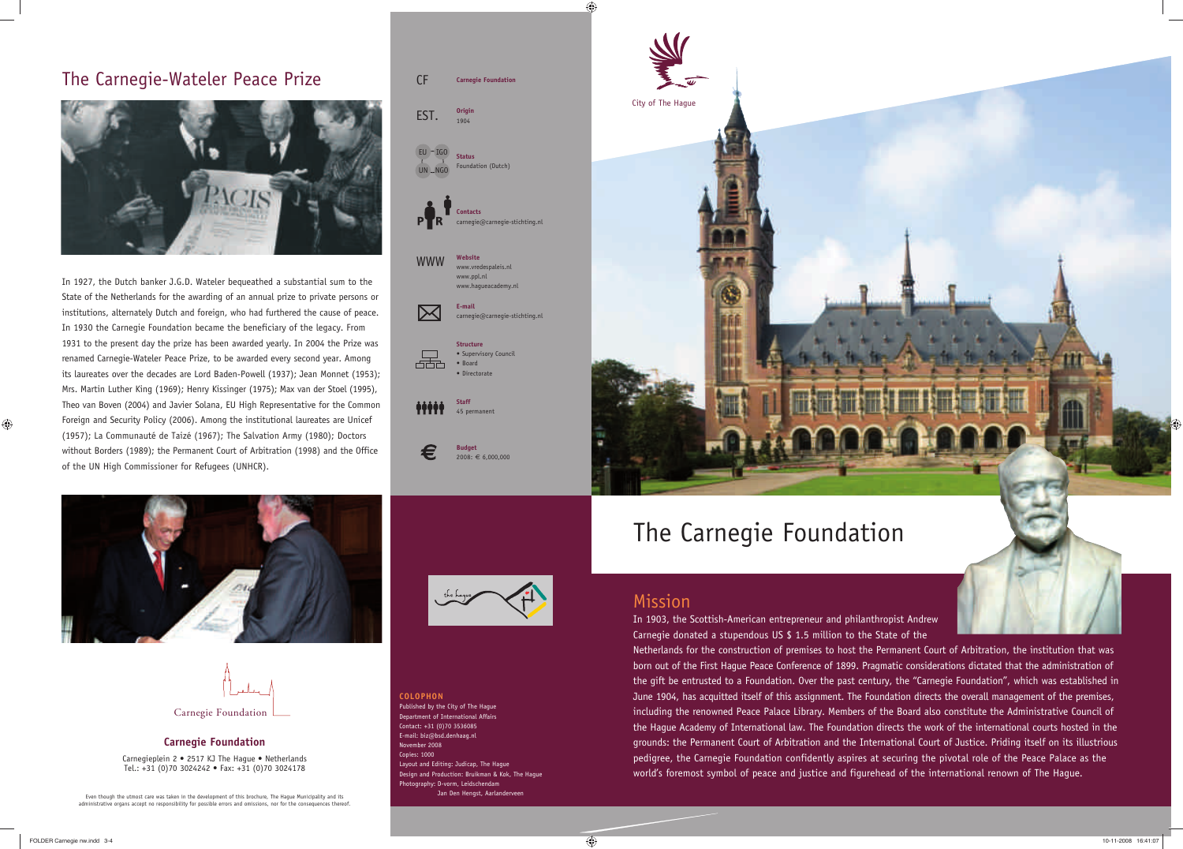## The Carnegie-Wateler Peace Prize

In 1927, the Dutch banker J.G.D. Wateler bequeathed a substantial sum to the State of the Netherlands for the awarding of an annual prize to private persons or institutions, alternately Dutch and foreign, who had furthered the cause of peace. In 1930 the Carnegie Foundation became the beneficiary of the legacy. From 1931 to the present day the prize has been awarded yearly. In 2004 the Prize was renamed Carnegie-Wateler Peace Prize, to be awarded every second year. Among its laureates over the decades are Lord Baden-Powell (1937); Jean Monnet (1953); Mrs. Martin Luther King (1969); Henry Kissinger (1975); Max van der Stoel (1995), Theo van Boven (2004) and Javier Solana, EU High Representative for the Common Foreign and Security Policy (2006). Among the institutional laureates are Unicef (1957); La Communauté de Taizé (1967); The Salvation Army (1980); Doctors without Borders (1989); the Permanent Court of Arbitration (1998) and the Office of the UN High Commissioner for Refugees (UNHCR).

Carnegie Foundation

**Carnegie Foundation**

Carnegieplein 2 • 2517 KJ The Hague • Netherlands
Tel.: +31 (0)70 3024242 • Fax: +31 (0)70 3024178

Even though the utmost care was taken in the development of this brochure, The Hague Municipality and its administrative organs accept no responsibility for possible errors and omissions, nor for the consequences thereof.

CF — **Carnegie Foundation**

EST. — **Origin**
1904

EU – IGO / UN – NGO — **Status**
Foundation (Dutch)

**Contacts**
carnegie@carnegie-stichting.nl

WWW — **Website**
www.vredespaleis.nl
www.ppl.nl
www.hagueacademy.nl

**E-mail**
carnegie@carnegie-stichting.nl

**Structure**
- Supervisory Council
- Board
- Directorate

**Staff**
45 permanent

€ — **Budget**
2008: € 6,000,000

**COLOPHON**
Published by the City of The Hague
Department of International Affairs
Contact: +31 (0)70 3536085
E-mail: biz@bsd.denhaag.nl
November 2008
Copies: 1000
Layout and Editing: Judicap, The Hague
Design and Production: Bruikman & Kok, The Hague
Photography: D-vorm, Leidschendam
Jan Den Hengst, Aarlanderveen

City of The Hague

# The Carnegie Foundation

## Mission

In 1903, the Scottish-American entrepreneur and philanthropist Andrew Carnegie donated a stupendous US $ 1.5 million to the State of the Netherlands for the construction of premises to host the Permanent Court of Arbitration, the institution that was born out of the First Hague Peace Conference of 1899. Pragmatic considerations dictated that the administration of the gift be entrusted to a Foundation. Over the past century, the "Carnegie Foundation", which was established in June 1904, has acquitted itself of this assignment. The Foundation directs the overall management of the premises, including the renowned Peace Palace Library. Members of the Board also constitute the Administrative Council of the Hague Academy of International law. The Foundation directs the work of the international courts hosted in the grounds: the Permanent Court of Arbitration and the International Court of Justice. Priding itself on its illustrious pedigree, the Carnegie Foundation confidently aspires at securing the pivotal role of the Peace Palace as the world's foremost symbol of peace and justice and figurehead of the international renown of The Hague.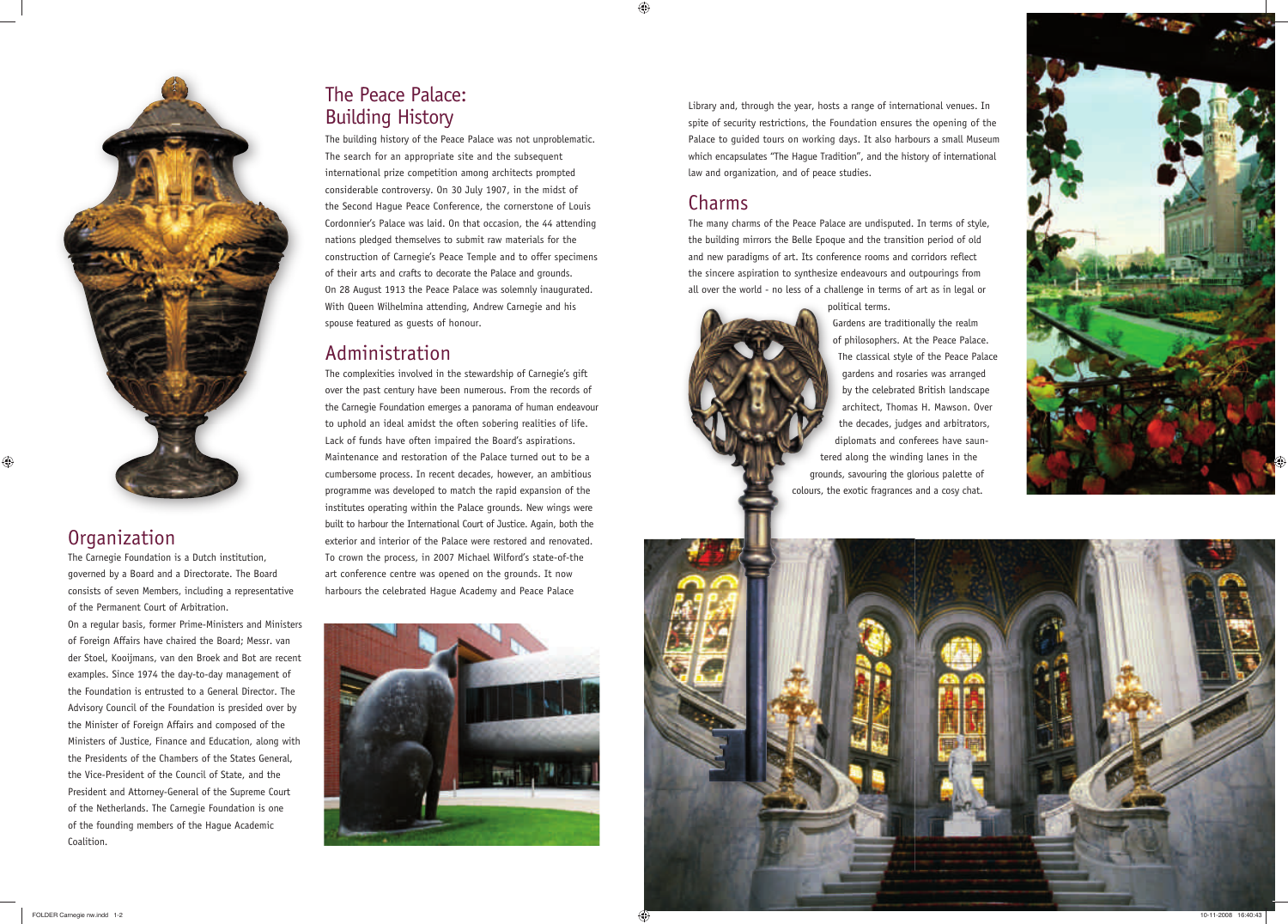## Organization

The Carnegie Foundation is a Dutch institution, governed by a Board and a Directorate. The Board consists of seven Members, including a representative of the Permanent Court of Arbitration.

On a regular basis, former Prime-Ministers and Ministers of Foreign Affairs have chaired the Board; Messr. van der Stoel, Kooijmans, van den Broek and Bot are recent examples. Since 1974 the day-to-day management of the Foundation is entrusted to a General Director. The Advisory Council of the Foundation is presided over by the Minister of Foreign Affairs and composed of the Ministers of Justice, Finance and Education, along with the Presidents of the Chambers of the States General, the Vice-President of the Council of State, and the President and Attorney-General of the Supreme Court of the Netherlands. The Carnegie Foundation is one of the founding members of the Hague Academic Coalition.

## The Peace Palace: Building History

The building history of the Peace Palace was not unproblematic. The search for an appropriate site and the subsequent international prize competition among architects prompted considerable controversy. On 30 July 1907, in the midst of the Second Hague Peace Conference, the cornerstone of Louis Cordonnier's Palace was laid. On that occasion, the 44 attending nations pledged themselves to submit raw materials for the construction of Carnegie's Peace Temple and to offer specimens of their arts and crafts to decorate the Palace and grounds. On 28 August 1913 the Peace Palace was solemnly inaugurated. With Queen Wilhelmina attending, Andrew Carnegie and his spouse featured as guests of honour.

## Administration

The complexities involved in the stewardship of Carnegie's gift over the past century have been numerous. From the records of the Carnegie Foundation emerges a panorama of human endeavour to uphold an ideal amidst the often sobering realities of life. Lack of funds have often impaired the Board's aspirations. Maintenance and restoration of the Palace turned out to be a cumbersome process. In recent decades, however, an ambitious programme was developed to match the rapid expansion of the institutes operating within the Palace grounds. New wings were built to harbour the International Court of Justice. Again, both the exterior and interior of the Palace were restored and renovated. To crown the process, in 2007 Michael Wilford's state-of-the-art conference centre was opened on the grounds. It now harbours the celebrated Hague Academy and Peace Palace Library and, through the year, hosts a range of international venues. In spite of security restrictions, the Foundation ensures the opening of the Palace to guided tours on working days. It also harbours a small Museum which encapsulates "The Hague Tradition", and the history of international law and organization, and of peace studies.

## Charms

The many charms of the Peace Palace are undisputed. In terms of style, the building mirrors the Belle Epoque and the transition period of old and new paradigms of art. Its conference rooms and corridors reflect the sincere aspiration to synthesize endeavours and outpourings from all over the world - no less of a challenge in terms of art as in legal or political terms.

Gardens are traditionally the realm of philosophers. At the Peace Palace. The classical style of the Peace Palace gardens and rosaries was arranged by the celebrated British landscape architect, Thomas H. Mawson. Over the decades, judges and arbitrators, diplomats and conferees have sauntered along the winding lanes in the grounds, savouring the glorious palette of colours, the exotic fragrances and a cosy chat.